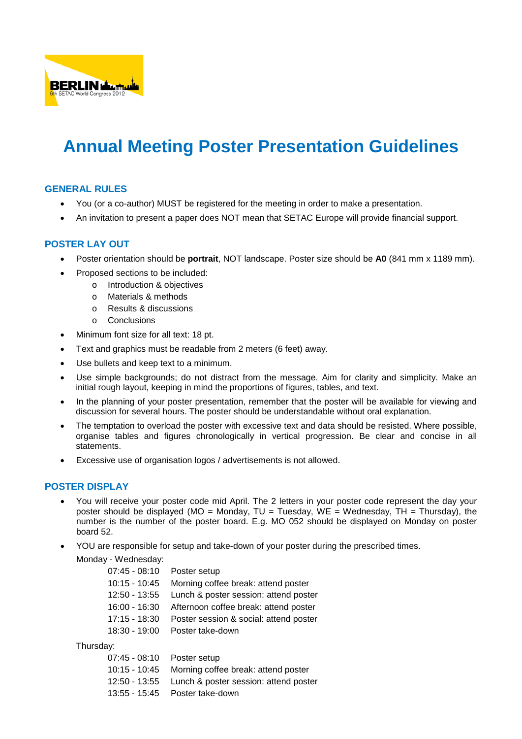# Annual Meeting Poster Presentation Guidelines

## GENERAL RULES

- You (or a co-author) MUST be registered for the meeting in order to make a presentation.
- An invitation to present a paper does NOT mean that SETAC Europe will provide financial support.

## POSTER LAY OUT

- Poster orientation should be **portrait**, NOT landscape. Poster size should be **A0** (841 mm x 1189 mm).
- Proposed sections to be included:
  - Introduction & objectives
  - Materials & methods
  - Results & discussions
  - Conclusions
- Minimum font size for all text: 18 pt.
- Text and graphics must be readable from 2 meters (6 feet) away.
- Use bullets and keep text to a minimum.
- Use simple backgrounds; do not distract from the message. Aim for clarity and simplicity. Make an initial rough layout, keeping in mind the proportions of figures, tables, and text.
- In the planning of your poster presentation, remember that the poster will be available for viewing and discussion for several hours. The poster should be understandable without oral explanation.
- The temptation to overload the poster with excessive text and data should be resisted. Where possible, organise tables and figures chronologically in vertical progression. Be clear and concise in all statements.
- Excessive use of organisation logos / advertisements is not allowed.

## POSTER DISPLAY

- You will receive your poster code mid April. The 2 letters in your poster code represent the day your poster should be displayed (MO = Monday, TU = Tuesday, WE = Wednesday, TH = Thursday), the number is the number of the poster board. E.g. MO 052 should be displayed on Monday on poster board 52.
- YOU are responsible for setup and take-down of your poster during the prescribed times.

  Monday - Wednesday:

  | | |
  |---|---|
  | 07:45 - 08:10 | Poster setup |
  | 10:15 - 10:45 | Morning coffee break: attend poster |
  | 12:50 - 13:55 | Lunch & poster session: attend poster |
  | 16:00 - 16:30 | Afternoon coffee break: attend poster |
  | 17:15 - 18:30 | Poster session & social: attend poster |
  | 18:30 - 19:00 | Poster take-down |

  Thursday:

  | | |
  |---|---|
  | 07:45 - 08:10 | Poster setup |
  | 10:15 - 10:45 | Morning coffee break: attend poster |
  | 12:50 - 13:55 | Lunch & poster session: attend poster |
  | 13:55 - 15:45 | Poster take-down |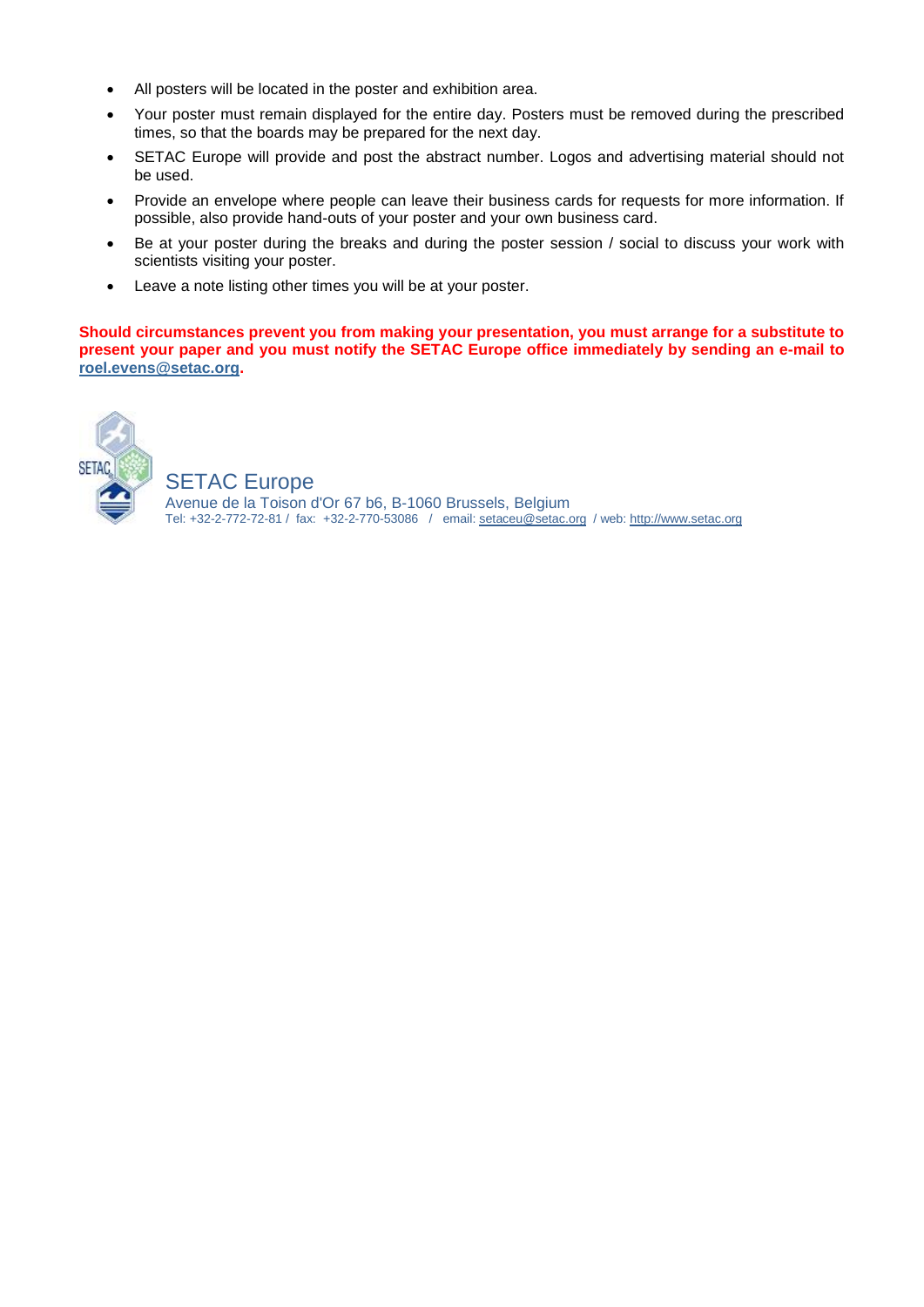- All posters will be located in the poster and exhibition area.
- Your poster must remain displayed for the entire day. Posters must be removed during the prescribed times, so that the boards may be prepared for the next day.
- SETAC Europe will provide and post the abstract number. Logos and advertising material should not be used.
- Provide an envelope where people can leave their business cards for requests for more information. If possible, also provide hand-outs of your poster and your own business card.
- Be at your poster during the breaks and during the poster session / social to discuss your work with scientists visiting your poster.
- Leave a note listing other times you will be at your poster.

**Should circumstances prevent you from making your presentation, you must arrange for a substitute to present your paper and you must notify the SETAC Europe office immediately by sending an e-mail to roel.evens@setac.org.**

SETAC Europe
Avenue de la Toison d'Or 67 b6, B-1060 Brussels, Belgium
Tel: +32-2-772-72-81 / fax: +32-2-770-53086 / email: setaceu@setac.org / web: http://www.setac.org